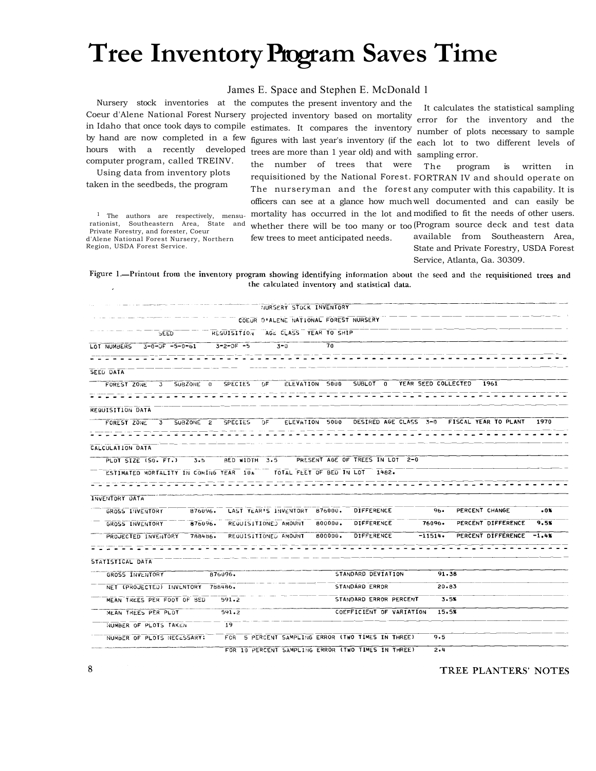# Tree Inventory Program Saves Time

James E. Space and Stephen E. McDonald [1]

Nursery stock inventories at the Coeur d'Alene National Forest Nursery in Idaho that once took days to compile by hand are now completed in a few hours with a recently developed computer program, called TREINV.

Using data from inventory plots taken in the seedbeds, the program computes the present inventory and the projected inventory based on mortality estimates. It compares the inventory figures with last year's inventory (if the trees are more than 1 year old) and with the number of trees that were requisitioned by the National Forest. The nurseryman and the forest officers can see at a glance how much mortality has occurred in the lot and whether there will be too many or too few trees to meet anticipated needs.

It calculates the statistical sampling error for the inventory and the number of plots necessary to sample each lot to two different levels of sampling error.

The program is written in FORTRAN IV and should operate on any computer with this capability. It is well documented and can easily be modified to fit the needs of other users. (Program source deck and test data available from Southeastern Area, State and Private Forestry, USDA Forest Service, Atlanta, Ga. 30309.

[1] The authors are respectively, mensurationist, Southeastern Area, State and Private Forestry, and forester, Coeur d'Alene National Forest Nursery, Northern Region, USDA Forest Service.

Figure 1.—Printout from the inventory program showing identifying information about the seed and the requisitioned trees and the calculated inventory and statistical data.

```
                                NURSERY STOCK INVENTORY
                          COEUR D'ALENE NATIONAL FOREST NURSERY
            SEED            REQUISITION   AGE CLASS  YEAR TO SHIP
LOT NUMBERS   3-0-DF -5-0-61     3-2-DF -5       3-0           70
- - - - - - - - - - - - - - - - - - - - - - - - - - - - - - - - - - - - - - - -
SEED DATA
  FOREST ZONE   3   SUBZONE  0   SPECIES   DF    ELEVATION  5000   SUBLOT  0   YEAR SEED COLLECTED   1961
- - - - - - - - - - - - - - - - - - - - - - - - - - - - - - - - - - - - - - - -
REQUISITION DATA
  FOREST ZONE   3   SUBZONE  2   SPECIES   DF    ELEVATION  5000   DESIRED AGE CLASS  3-0   FISCAL YEAR TO PLANT   1970
- - - - - - - - - - - - - - - - - - - - - - - - - - - - - - - - - - - - - - - -
CALCULATION DATA
  PLOT SIZE (SQ. FT.)     3.5     BED WIDTH  3.5     PRESENT AGE OF TREES IN LOT  2-0
  ESTIMATED MORTALITY IN COMING YEAR  10%     TOTAL FEET OF BED IN LOT   1482.
- - - - - - - - - - - - - - - - - - - - - - - - - - - - - - - - - - - - - - - -
INVENTORY DATA
  GROSS INVENTORY       876096.   LAST YEAR'S INVENTORY  876000.   DIFFERENCE         96.   PERCENT CHANGE        .0%
  GROSS INVENTORY       876096.   REQUISITIONED AMOUNT   800000.   DIFFERENCE      76096.   PERCENT DIFFERENCE   9.5%
  PROJECTED INVENTORY   788486.   REQUISITIONED AMOUNT   800000.   DIFFERENCE     -11514.   PERCENT DIFFERENCE  -1.4%
- - - - - - - - - - - - - - - - - - - - - - - - - - - - - - - - - - - - - - - -
STATISTICAL DATA
  GROSS INVENTORY              876096.                    STANDARD DEVIATION         91.38
  NET (PROJECTED) INVENTORY    788486.                    STANDARD ERROR             20.83
  MEAN TREES PER FOOT OF BED     591.2                    STANDARD ERROR PERCENT      3.5%
  MEAN TREES PER PLOT            591.2                    COEFFICIENT OF VARIATION   15.5%
  NUMBER OF PLOTS TAKEN          19
  NUMBER OF PLOTS NECESSARY:     FOR  5 PERCENT SAMPLING ERROR (TWO TIMES IN THREE)    9.5
                                 FOR 10 PERCENT SAMPLING ERROR (TWO TIMES IN THREE)    2.4
```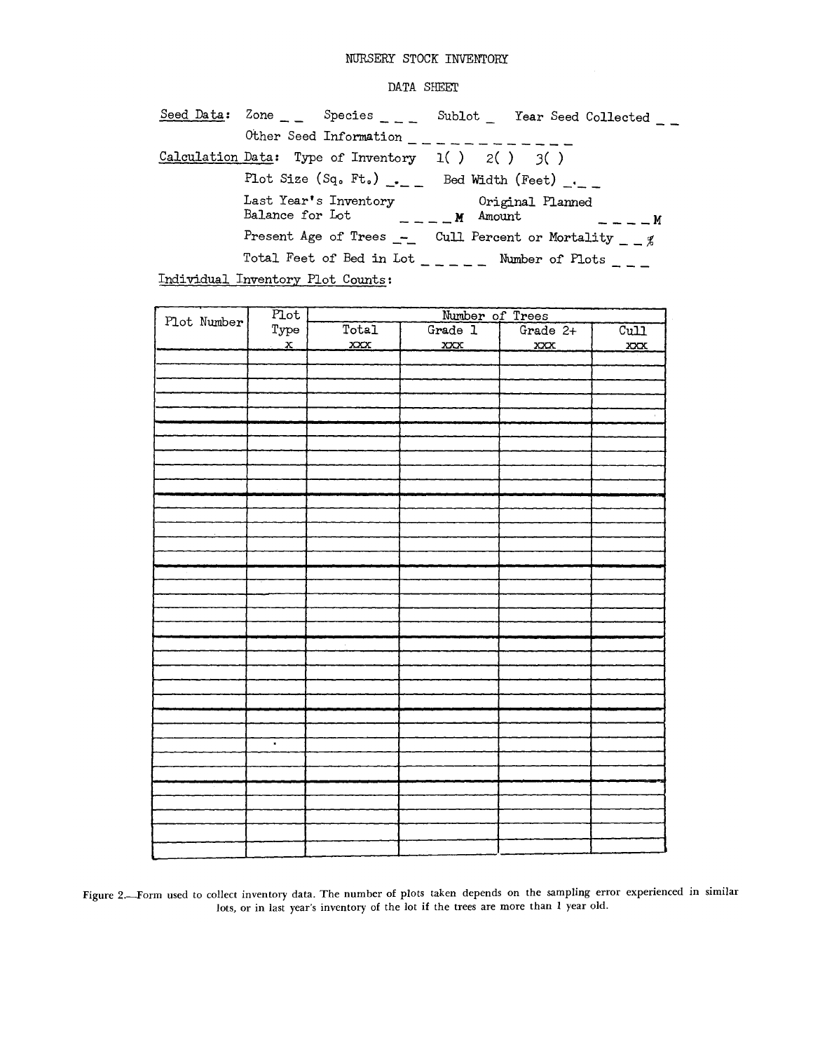NURSERY STOCK INVENTORY

DATA SHEET

Seed Data: Zone _ _ Species _ _ _ Sublot _ Year Seed Collected _ _

Other Seed Information _ _ _ _ _ _ _ _ _ _ _

Calculation Data: Type of Inventory 1( ) 2( ) 3( )

Plot Size (Sq. Ft.) _._ _ Bed Width (Feet) _._ _

Last Year's Inventory Balance for Lot _ _ _ _M Original Planned Amount _ _ _ _M

Present Age of Trees _-_ Cull Percent or Mortality _ _%

Total Feet of Bed in Lot _ _ _ _ _ Number of Plots _ _ _

Individual Inventory Plot Counts:

| Plot Number | Plot Type | Number of Trees | | | |
|---|---|---|---|---|---|
| | | Total | Grade 1 | Grade 2+ | Cull |
| | x | xxx | xxx | xxx | xxx |
| | | | | | |
| | | | | | |
| | | | | | |
| | | | | | |
| | | | | | |
| | | | | | |
| | | | | | |
| | | | | | |
| | | | | | |
| | | | | | |
| | | | | | |
| | | | | | |
| | | | | | |
| | | | | | |
| | | | | | |
| | | | | | |
| | | | | | |
| | | | | | |
| | | | | | |
| | | | | | |
| | | | | | |
| | | | | | |
| | | | | | |
| | | | | | |
| | | | | | |
| | | | | | |
| | | | | | |
| | | | | | |
| | | | | | |
| | | | | | |
| | | | | | |
| | | | | | |
| | | | | | |
| | | | | | |
| | | | | | |

Figure 2.—Form used to collect inventory data. The number of plots taken depends on the sampling error experienced in similar lots, or in last year's inventory of the lot if the trees are more than 1 year old.